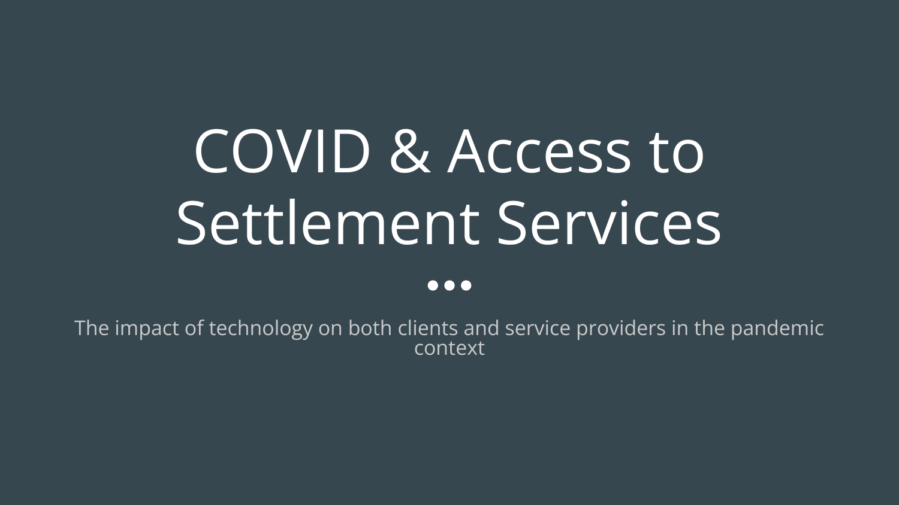# COVID & Access to Settlement Services

The impact of technology on both clients and service providers in the pandemic context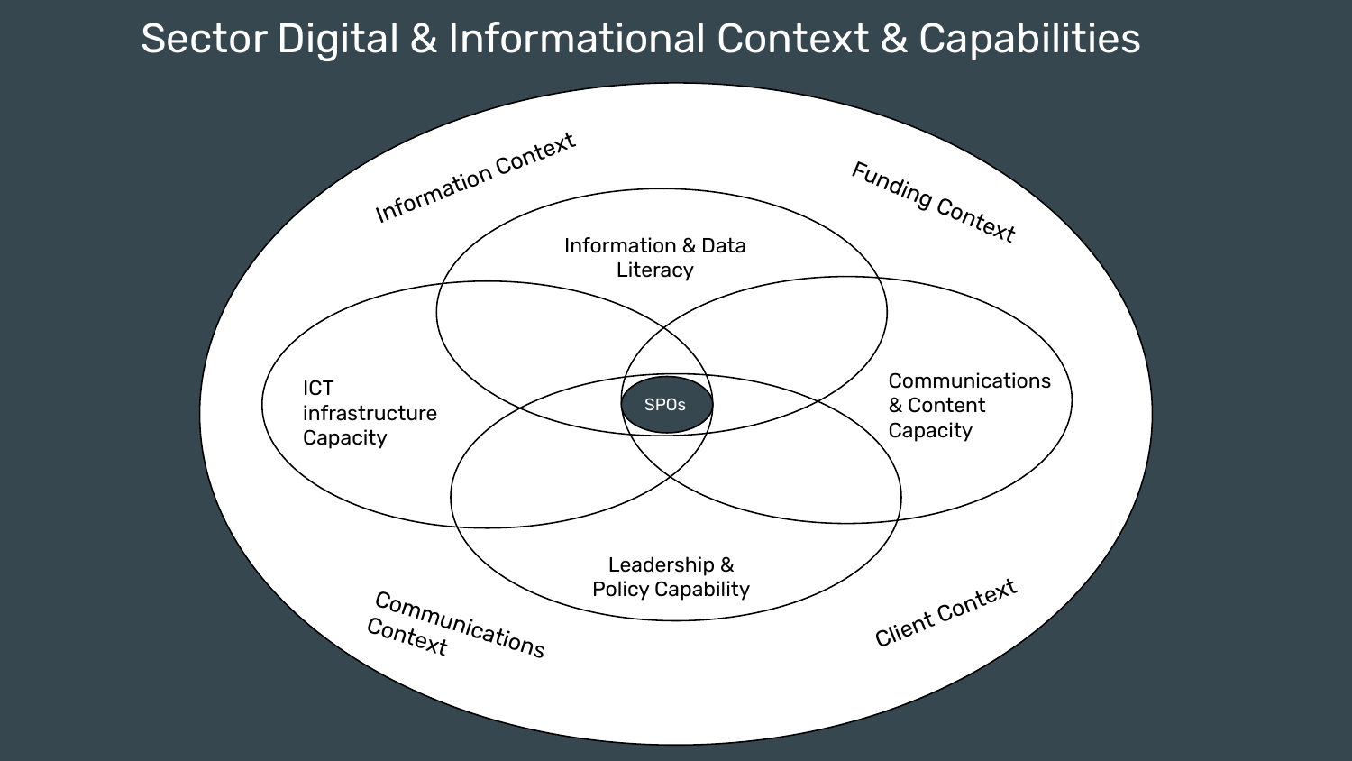# Sector Digital & Informational Context & Capabilities

Information Context

Funding Context

Information & Data Literacy

ICT infrastructure Capacity

SPOs

Communications & Content Capacity

Leadership & Policy Capability

Communications Context

Client Context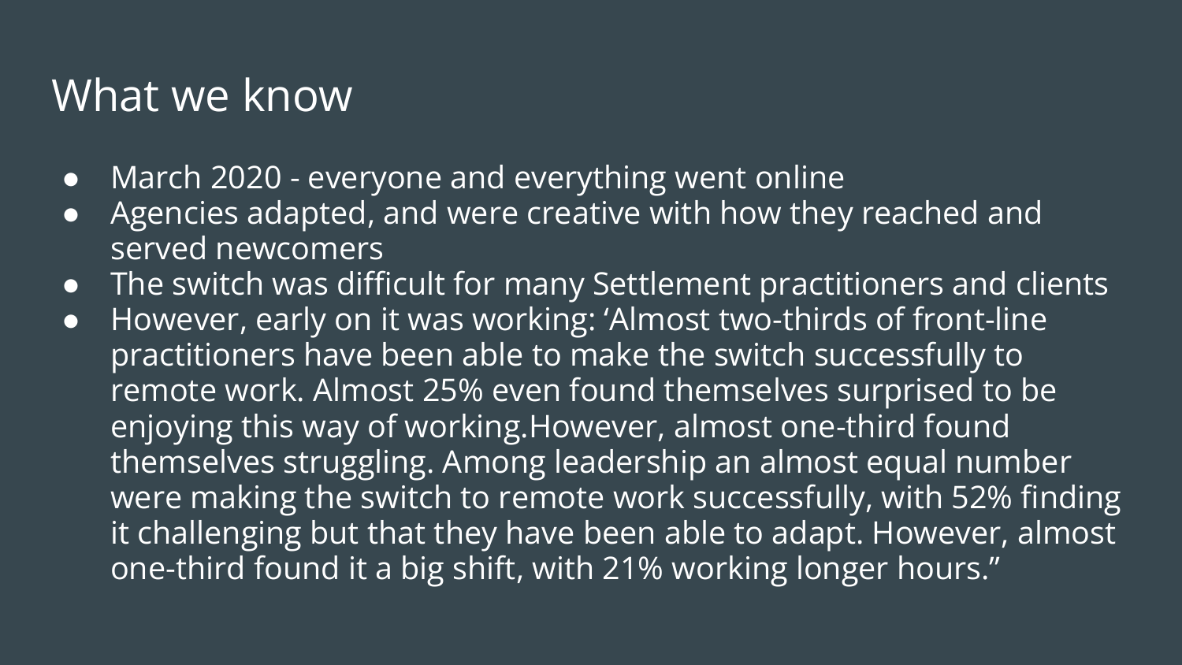# What we know

- March 2020 - everyone and everything went online
- Agencies adapted, and were creative with how they reached and served newcomers
- The switch was difficult for many Settlement practitioners and clients
- However, early on it was working: 'Almost two-thirds of front-line practitioners have been able to make the switch successfully to remote work. Almost 25% even found themselves surprised to be enjoying this way of working.However, almost one-third found themselves struggling. Among leadership an almost equal number were making the switch to remote work successfully, with 52% finding it challenging but that they have been able to adapt. However, almost one-third found it a big shift, with 21% working longer hours."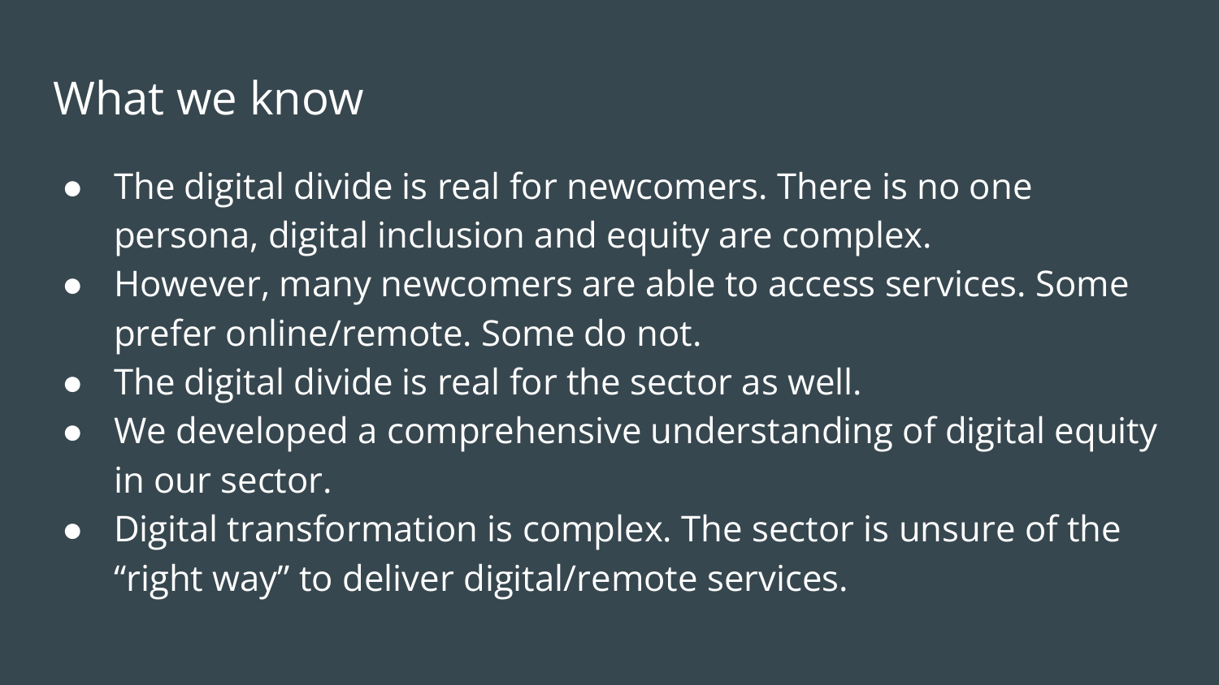# What we know

- The digital divide is real for newcomers. There is no one persona, digital inclusion and equity are complex.
- However, many newcomers are able to access services. Some prefer online/remote. Some do not.
- The digital divide is real for the sector as well.
- We developed a comprehensive understanding of digital equity in our sector.
- Digital transformation is complex. The sector is unsure of the “right way” to deliver digital/remote services.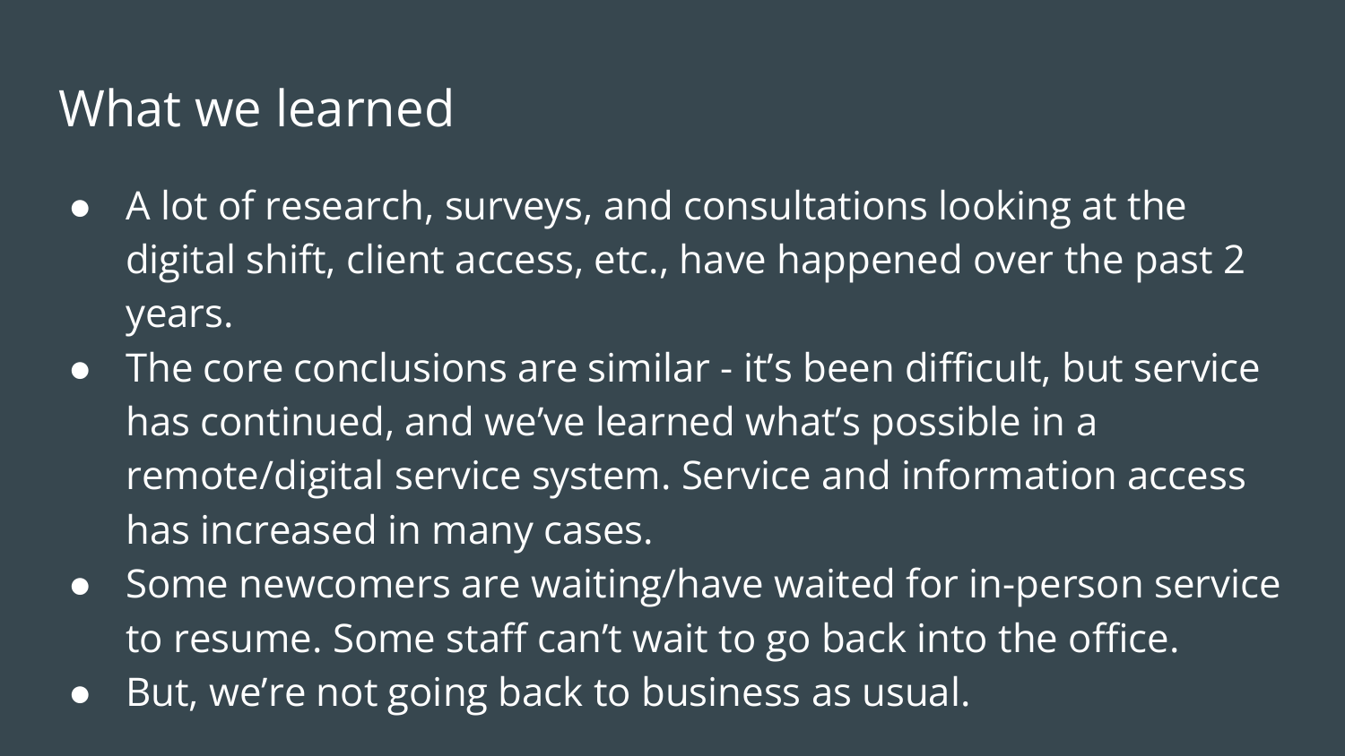# What we learned

- A lot of research, surveys, and consultations looking at the digital shift, client access, etc., have happened over the past 2 years.
- The core conclusions are similar - it's been difficult, but service has continued, and we've learned what's possible in a remote/digital service system. Service and information access has increased in many cases.
- Some newcomers are waiting/have waited for in-person service to resume. Some staff can't wait to go back into the office.
- But, we're not going back to business as usual.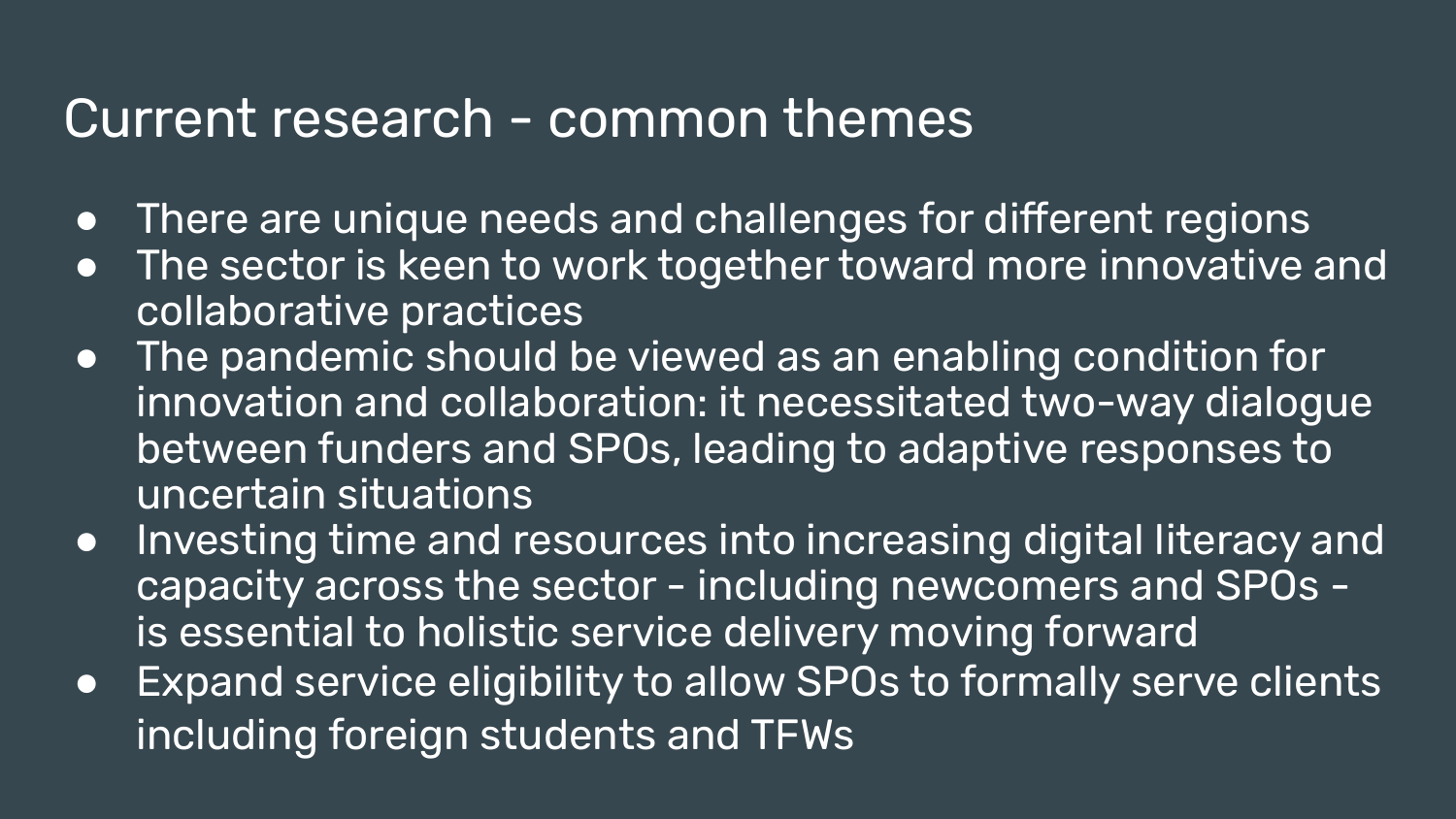# Current research - common themes

- There are unique needs and challenges for different regions
- The sector is keen to work together toward more innovative and collaborative practices
- The pandemic should be viewed as an enabling condition for innovation and collaboration: it necessitated two-way dialogue between funders and SPOs, leading to adaptive responses to uncertain situations
- Investing time and resources into increasing digital literacy and capacity across the sector - including newcomers and SPOs - is essential to holistic service delivery moving forward
- Expand service eligibility to allow SPOs to formally serve clients including foreign students and TFWs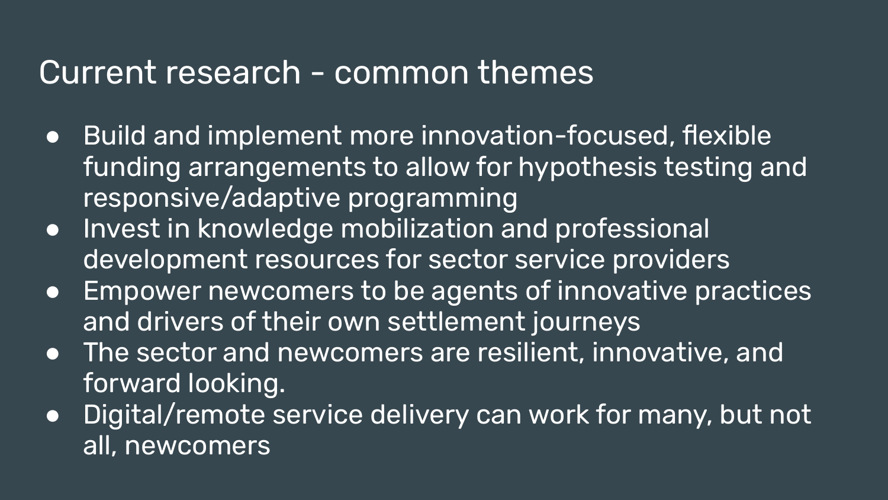# Current research - common themes

- Build and implement more innovation-focused, flexible funding arrangements to allow for hypothesis testing and responsive/adaptive programming
- Invest in knowledge mobilization and professional development resources for sector service providers
- Empower newcomers to be agents of innovative practices and drivers of their own settlement journeys
- The sector and newcomers are resilient, innovative, and forward looking.
- Digital/remote service delivery can work for many, but not all, newcomers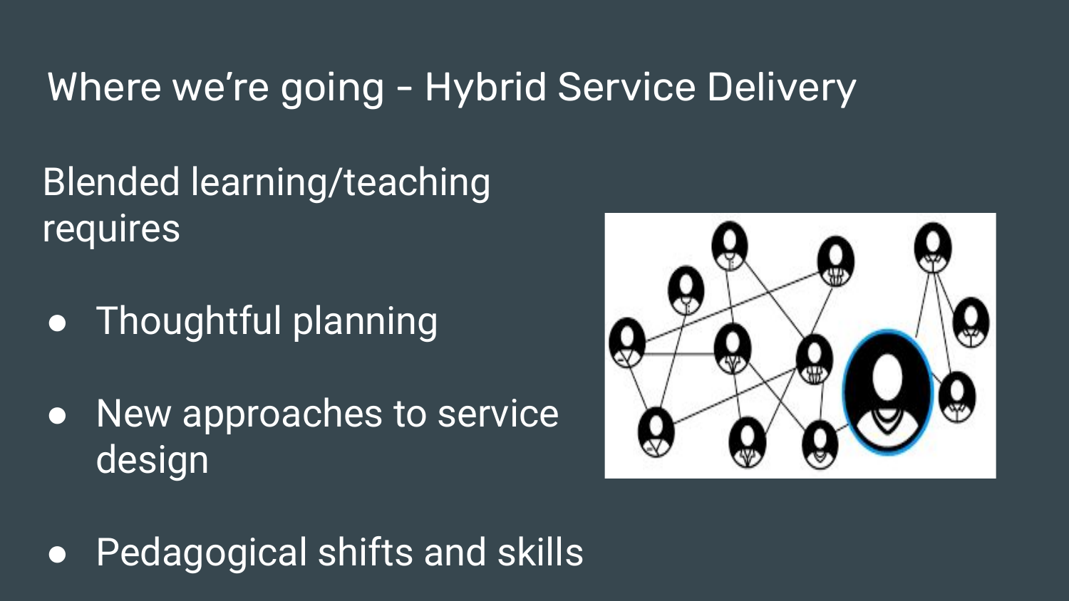# Where we're going - Hybrid Service Delivery

Blended learning/teaching requires

- Thoughtful planning
- New approaches to service design
- Pedagogical shifts and skills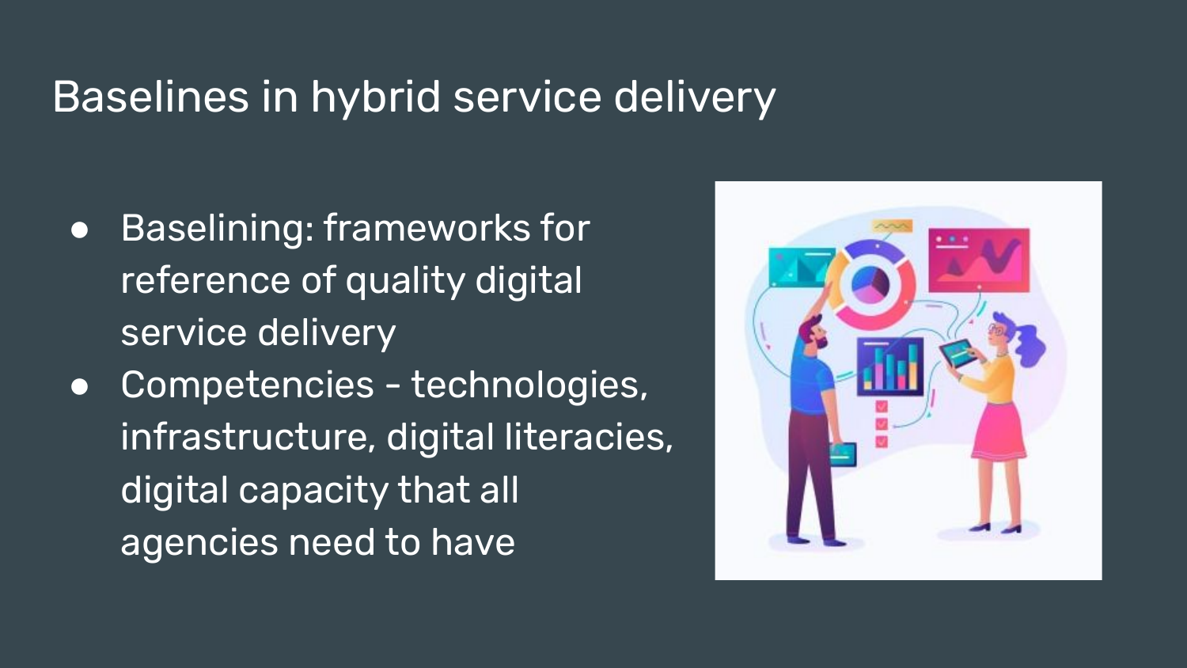# Baselines in hybrid service delivery

- Baselining: frameworks for reference of quality digital service delivery
- Competencies - technologies, infrastructure, digital literacies, digital capacity that all agencies need to have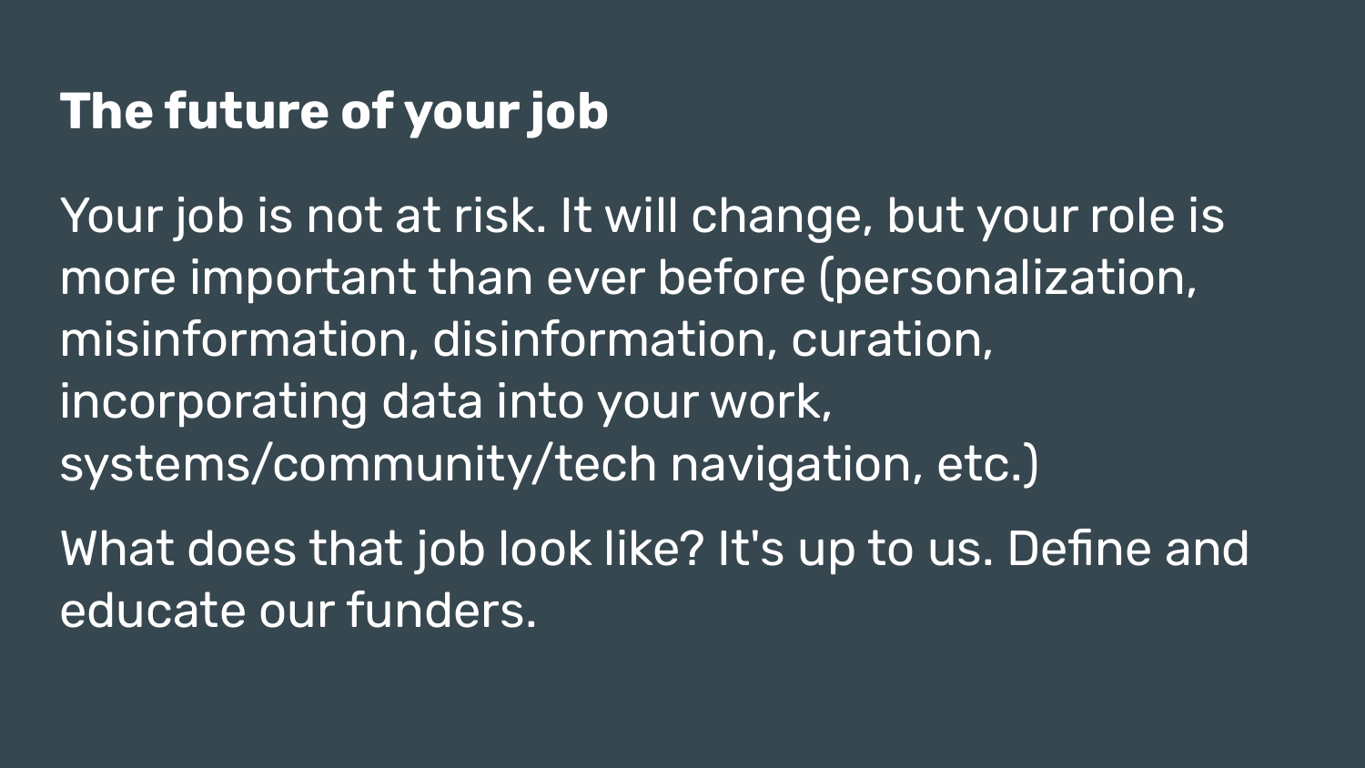# The future of your job

Your job is not at risk. It will change, but your role is more important than ever before (personalization, misinformation, disinformation, curation, incorporating data into your work, systems/community/tech navigation, etc.)

What does that job look like? It's up to us. Define and educate our funders.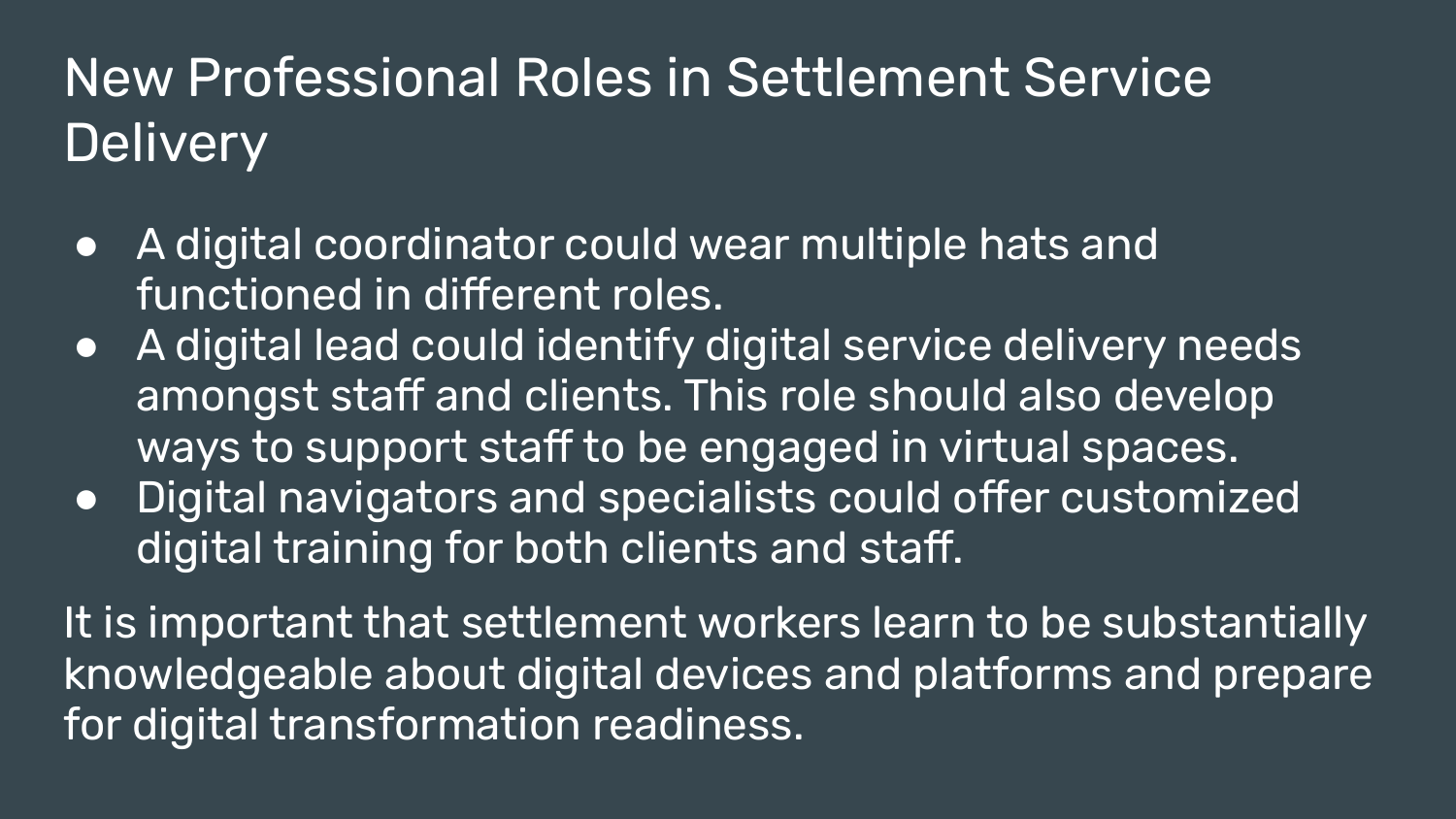# New Professional Roles in Settlement Service Delivery

- A digital coordinator could wear multiple hats and functioned in different roles.
- A digital lead could identify digital service delivery needs amongst staff and clients. This role should also develop ways to support staff to be engaged in virtual spaces.
- Digital navigators and specialists could offer customized digital training for both clients and staff.

It is important that settlement workers learn to be substantially knowledgeable about digital devices and platforms and prepare for digital transformation readiness.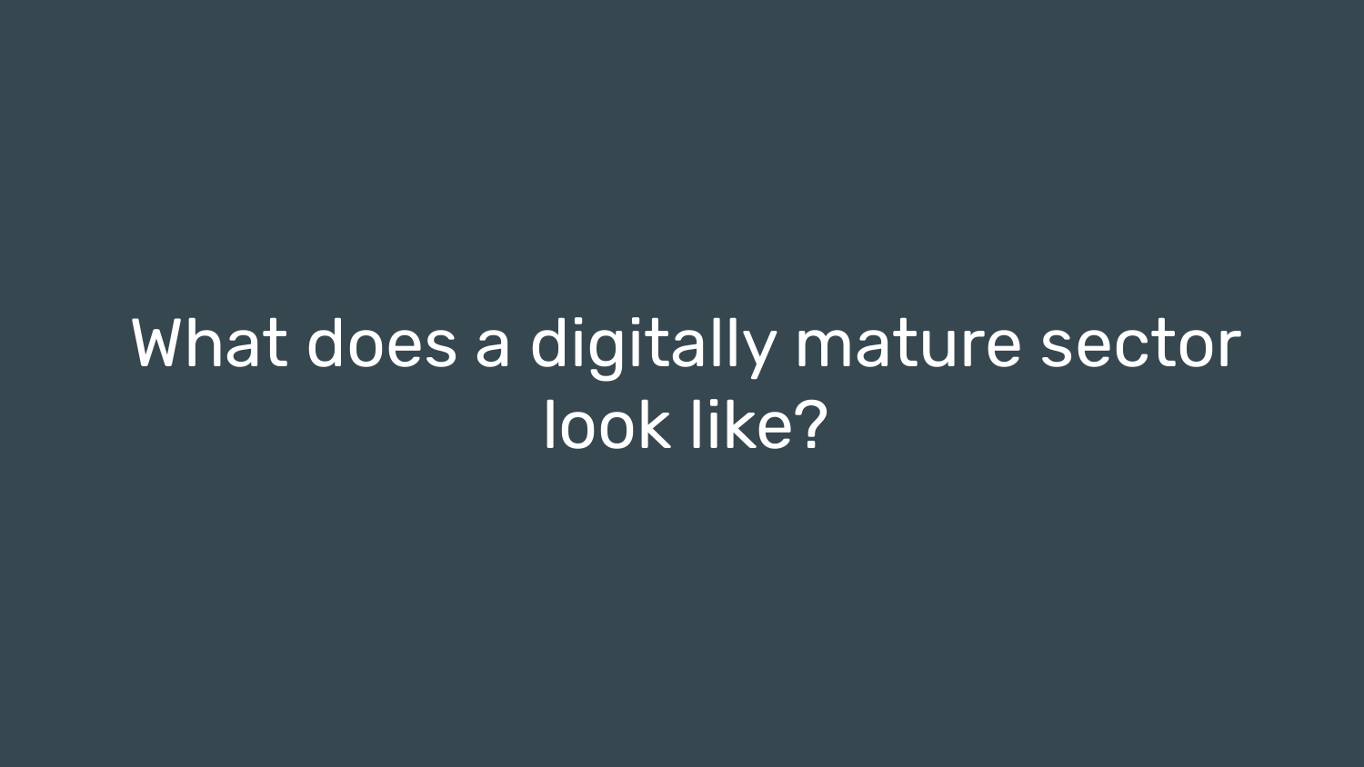# What does a digitally mature sector look like?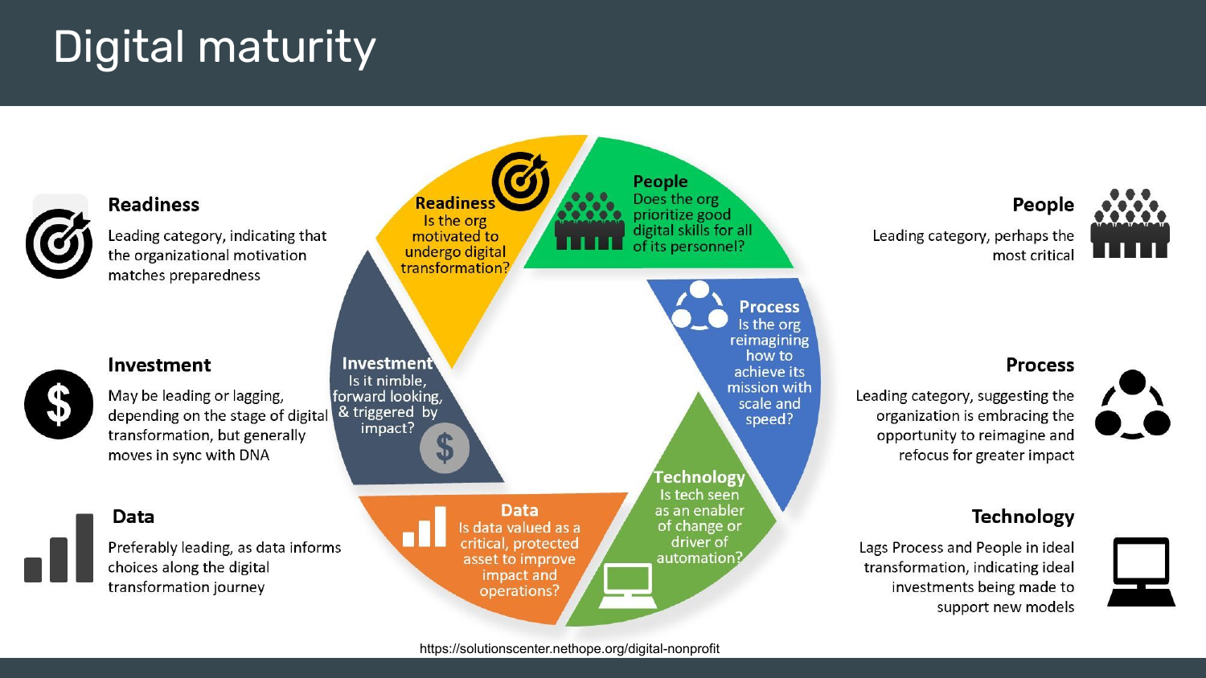# Digital maturity

### Readiness

Leading category, indicating that the organizational motivation matches preparedness

### Investment

May be leading or lagging, depending on the stage of digital transformation, but generally moves in sync with DNA

### Data

Preferably leading, as data informs choices along the digital transformation journey

**Readiness**
Is the org motivated to undergo digital transformation?

**People**
Does the org prioritize good digital skills for all of its personnel?

**Process**
Is the org reimagining how to achieve its mission with scale and speed?

**Technology**
Is tech seen as an enabler of change or driver of automation?

**Data**
Is data valued as a critical, protected asset to improve impact and operations?

**Investment**
Is it nimble, forward looking, & triggered by impact?

### People

Leading category, perhaps the most critical

### Process

Leading category, suggesting the organization is embracing the opportunity to reimagine and refocus for greater impact

### Technology

Lags Process and People in ideal transformation, indicating ideal investments being made to support new models

https://solutionscenter.nethope.org/digital-nonprofit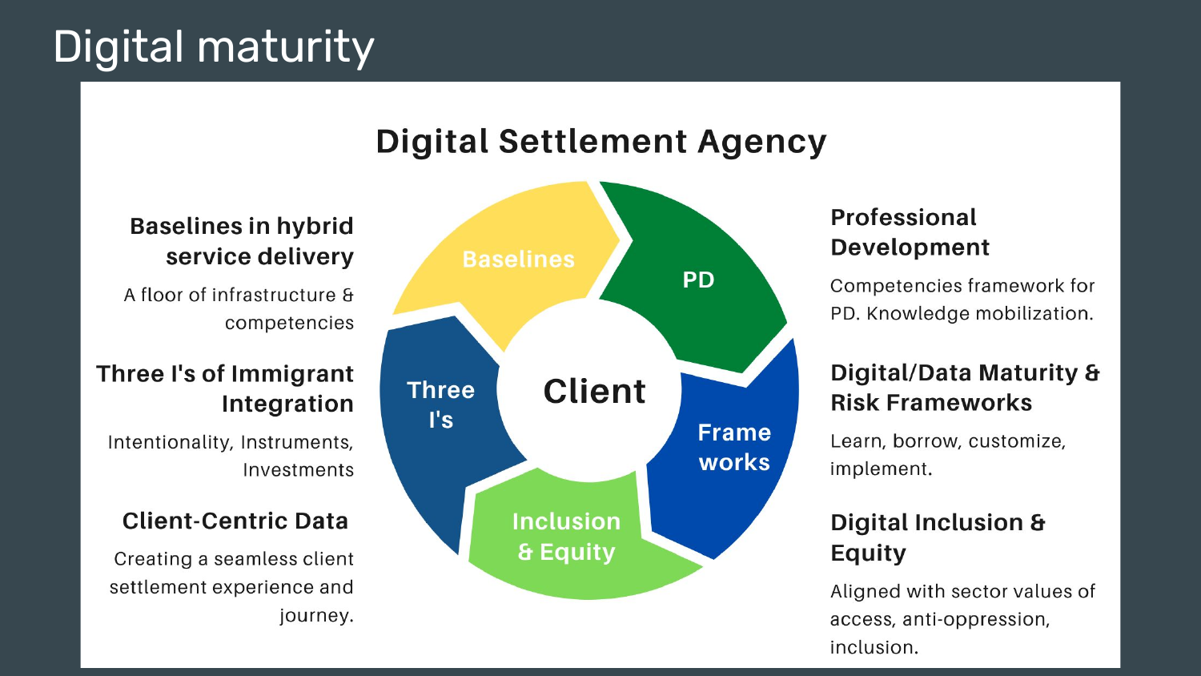# Digital maturity

## Digital Settlement Agency

Client

Baselines · PD · Frameworks · Inclusion & Equity · Three I's

### Baselines in hybrid service delivery

A floor of infrastructure & competencies

### Three I's of Immigrant Integration

Intentionality, Instruments, Investments

### Client-Centric Data

Creating a seamless client settlement experience and journey.

### Professional Development

Competencies framework for PD. Knowledge mobilization.

### Digital/Data Maturity & Risk Frameworks

Learn, borrow, customize, implement.

### Digital Inclusion & Equity

Aligned with sector values of access, anti-oppression, inclusion.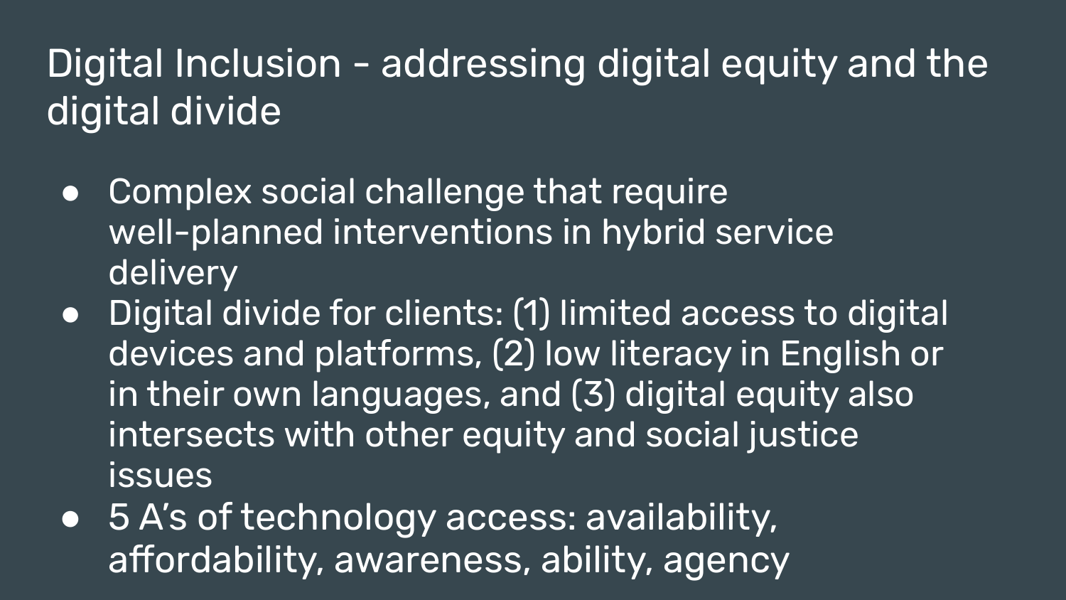# Digital Inclusion - addressing digital equity and the digital divide

- Complex social challenge that require well-planned interventions in hybrid service delivery
- Digital divide for clients: (1) limited access to digital devices and platforms, (2) low literacy in English or in their own languages, and (3) digital equity also intersects with other equity and social justice issues
- 5 A's of technology access: availability, affordability, awareness, ability, agency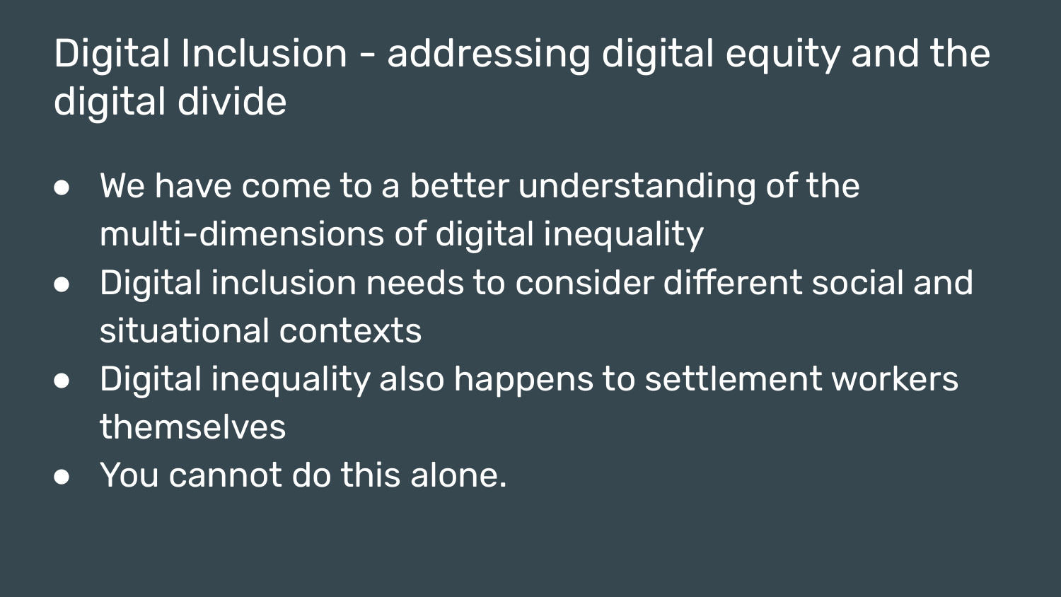# Digital Inclusion - addressing digital equity and the digital divide

- We have come to a better understanding of the multi-dimensions of digital inequality
- Digital inclusion needs to consider different social and situational contexts
- Digital inequality also happens to settlement workers themselves
- You cannot do this alone.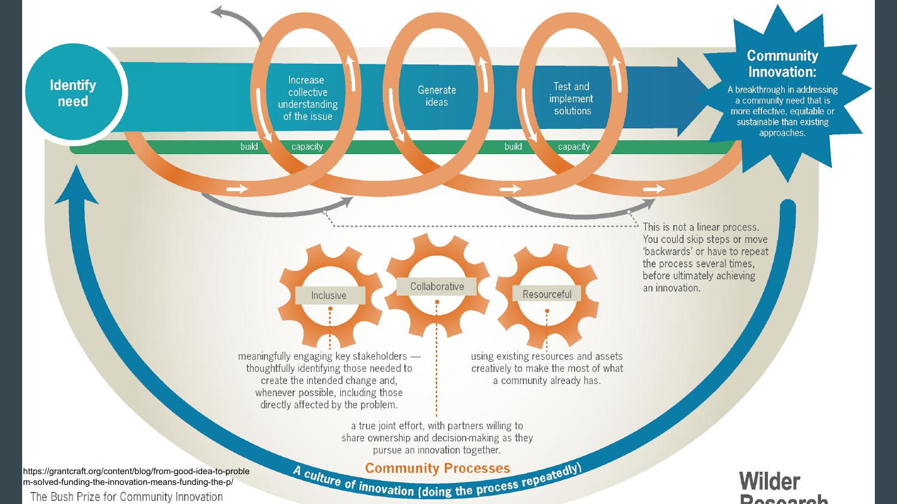**Identify need**

Increase collective understanding of the issue

Generate ideas

Test and implement solutions

build capacity

build capacity

## Community Innovation:

A breakthrough in addressing a community need that is more effective, equitable or sustainable than existing approaches.

This is not a linear process. You could skip steps or move 'backwards' or have to repeat the process several times, before ultimately achieving an innovation.

**Inclusive**

meaningfully engaging key stakeholders — thoughtfully identifying those needed to create the intended change and, whenever possible, including those directly affected by the problem.

**Collaborative**

a true joint effort, with partners willing to share ownership and decision-making as they pursue an innovation together.

**Resourceful**

using existing resources and assets creatively to make the most of what a community already has.

## Community Processes

*A culture of innovation (doing the process repeatedly)*

https://grantcraft.org/content/blog/from-good-idea-to-problem-solved-funding-the-innovation-means-funding-the-p/

The Bush Prize for Community Innovation

Wilder Research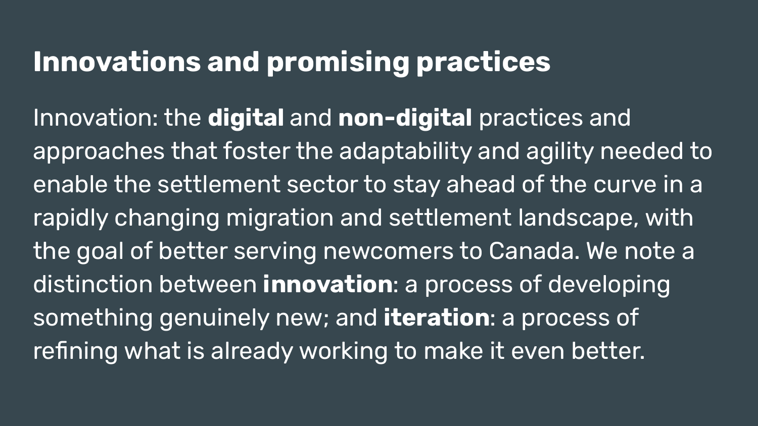# Innovations and promising practices

Innovation: the **digital** and **non-digital** practices and approaches that foster the adaptability and agility needed to enable the settlement sector to stay ahead of the curve in a rapidly changing migration and settlement landscape, with the goal of better serving newcomers to Canada. We note a distinction between **innovation**: a process of developing something genuinely new; and **iteration**: a process of refining what is already working to make it even better.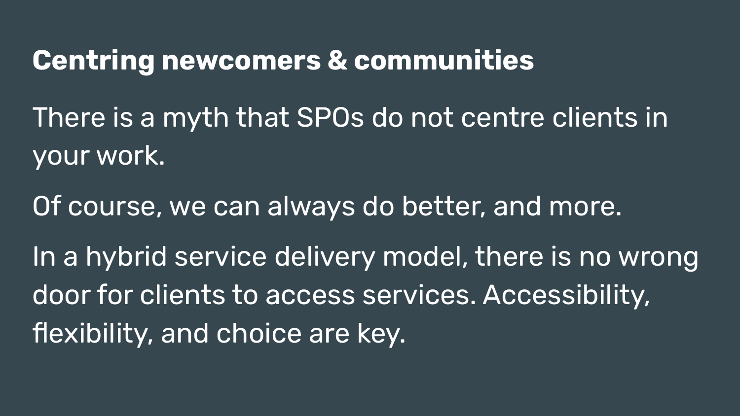## Centring newcomers & communities

There is a myth that SPOs do not centre clients in your work.

Of course, we can always do better, and more.

In a hybrid service delivery model, there is no wrong door for clients to access services. Accessibility, flexibility, and choice are key.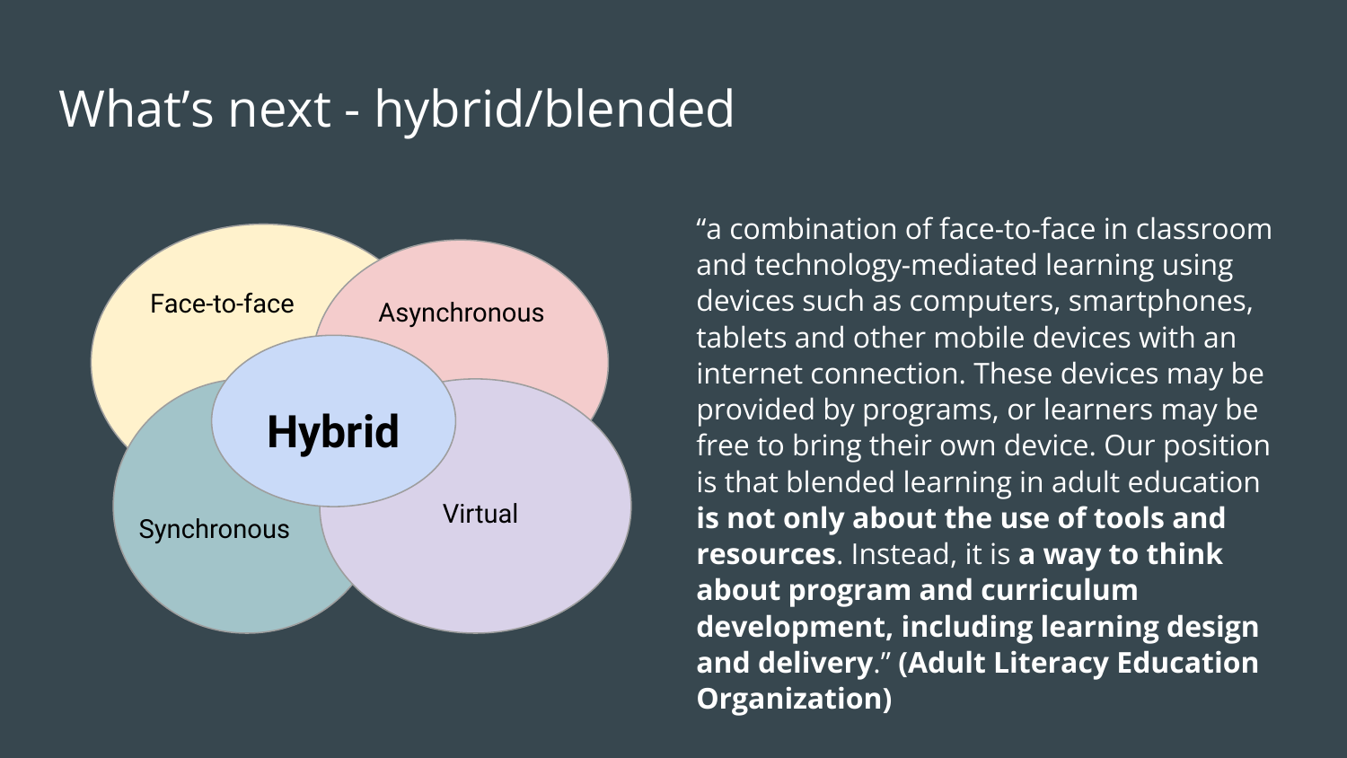# What's next - hybrid/blended

Face-to-face

Asynchronous

Hybrid

Synchronous

Virtual

"a combination of face-to-face in classroom and technology-mediated learning using devices such as computers, smartphones, tablets and other mobile devices with an internet connection. These devices may be provided by programs, or learners may be free to bring their own device. Our position is that blended learning in adult education **is not only about the use of tools and resources**. Instead, it is **a way to think about program and curriculum development, including learning design and delivery**." **(Adult Literacy Education Organization)**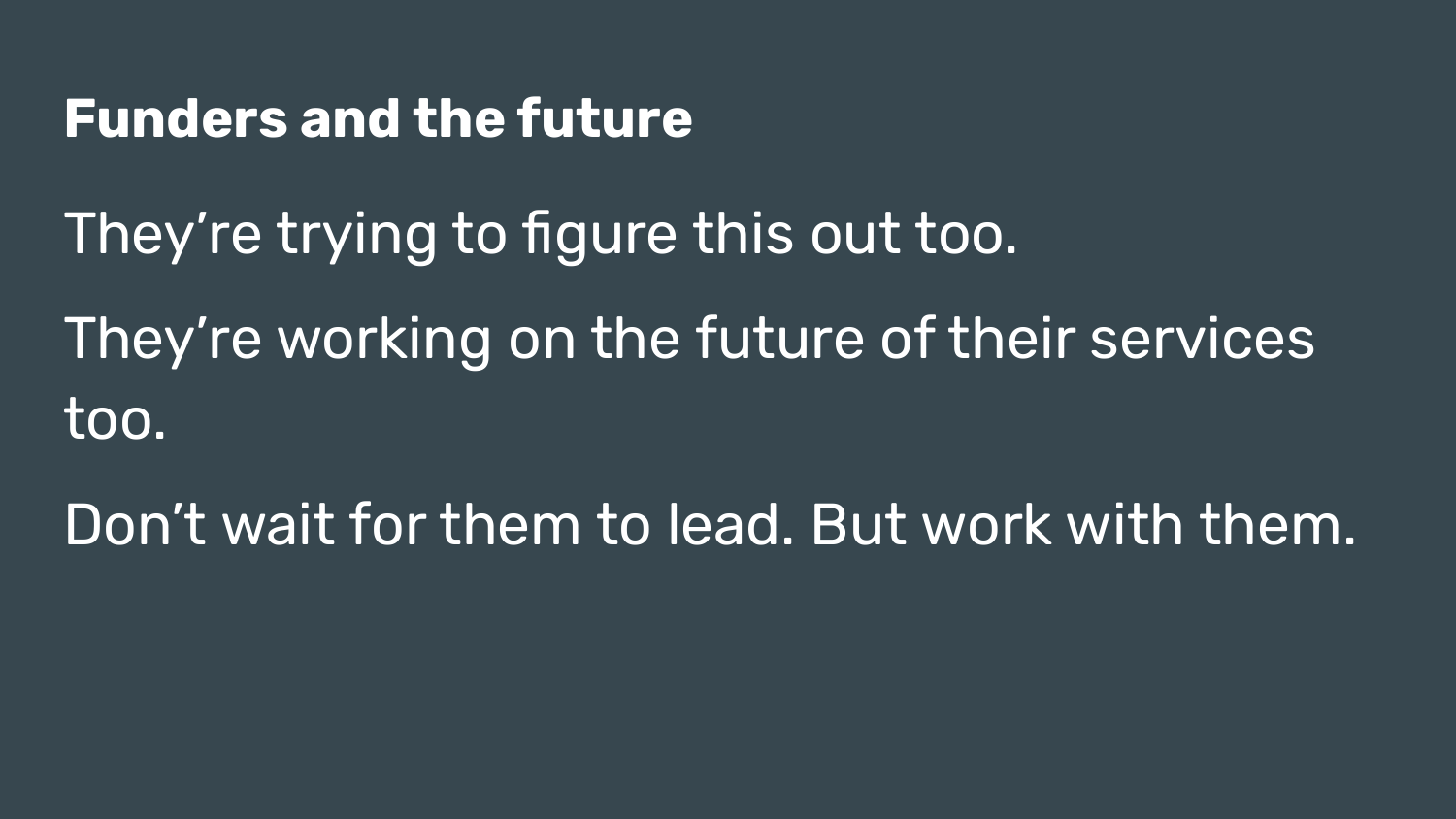## Funders and the future

They’re trying to figure this out too.

They’re working on the future of their services too.

Don’t wait for them to lead. But work with them.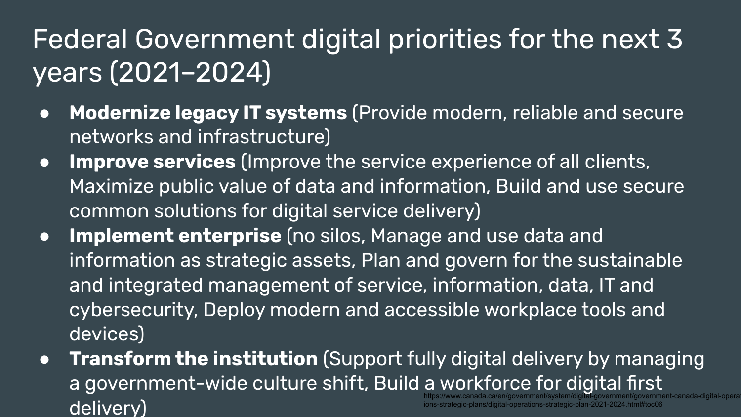# Federal Government digital priorities for the next 3 years (2021–2024)

- **Modernize legacy IT systems** (Provide modern, reliable and secure networks and infrastructure)
- **Improve services** (Improve the service experience of all clients, Maximize public value of data and information, Build and use secure common solutions for digital service delivery)
- **Implement enterprise** (no silos, Manage and use data and information as strategic assets, Plan and govern for the sustainable and integrated management of service, information, data, IT and cybersecurity, Deploy modern and accessible workplace tools and devices)
- **Transform the institution** (Support fully digital delivery by managing a government-wide culture shift, Build a workforce for digital first delivery)

https://www.canada.ca/en/government/system/digital-government/government-canada-digital-operations-strategic-plans/digital-operations-strategic-plan-2021-2024.html#toc06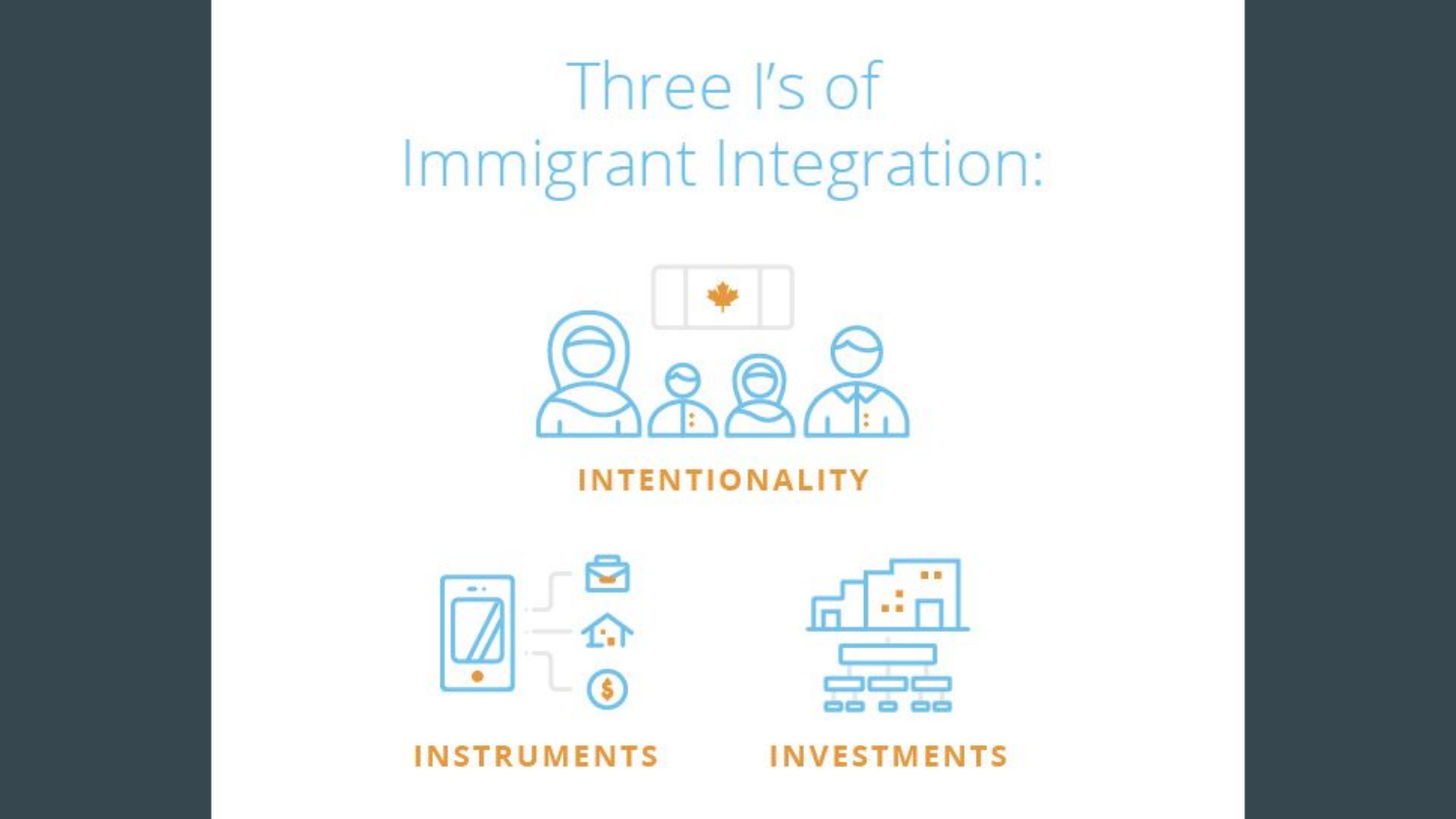# Three I's of Immigrant Integration:

INTENTIONALITY

INSTRUMENTS

INVESTMENTS